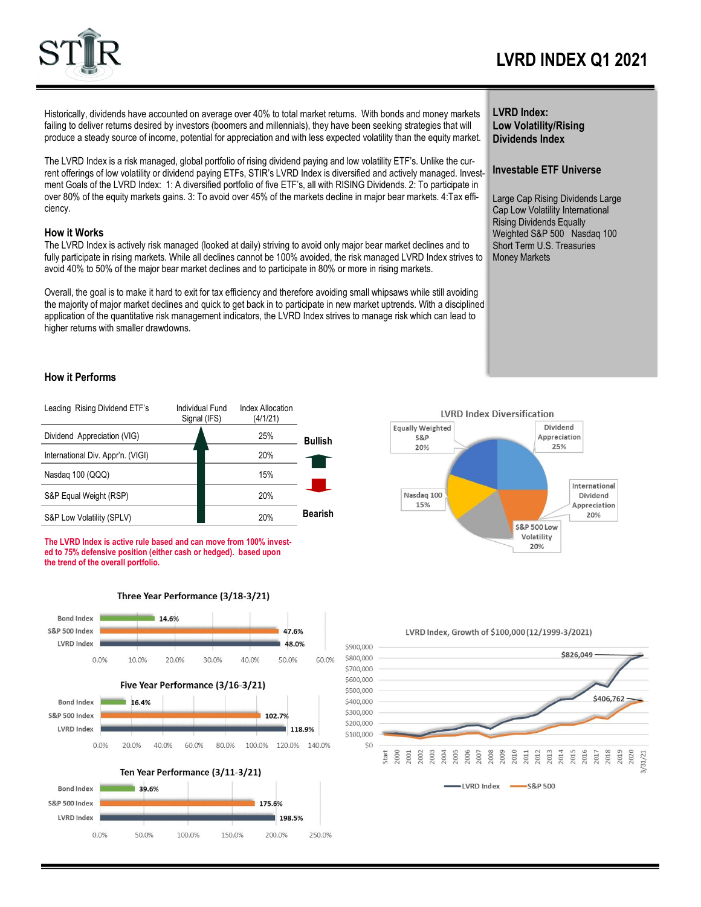# LVRD INDEX Q1 2021

Historically, dividends have accounted on average over 40% to total market returns. With bonds and money markets failing to deliver returns desired by investors (boomers and millennials), they have been seeking strategies that will produce a steady source of income, potential for appreciation and with less expected volatility than the equity market.

The LVRD Index is a risk managed, global portfolio of rising dividend paying and low volatility ETF's. Unlike the current offerings of low volatility or dividend paying ETFs, STIR's LVRD Index is diversified and actively managed. Investment Goals of the LVRD Index: 1: A diversified portfolio of five ETF's, all with RISING Dividends. 2: To participate in over 80% of the equity markets gains. 3: To avoid over 45% of the markets decline in major bear markets. 4:Tax efficiency.

### How it Works

The LVRD Index is actively risk managed (looked at daily) striving to avoid only major bear market declines and to fully participate in rising markets. While all declines cannot be 100% avoided, the risk managed LVRD Index strives to avoid 40% to 50% of the major bear market declines and to participate in 80% or more in rising markets.

Overall, the goal is to make it hard to exit for tax efficiency and therefore avoiding small whipsaws while still avoiding the majority of major market declines and quick to get back in to participate in new market uptrends. With a disciplined application of the quantitative risk management indicators, the LVRD Index strives to manage risk which can lead to higher returns with smaller drawdowns.

**LVRD Index: Low Volatility/Rising Dividends Index**

**Investable ETF Universe**

Large Cap Rising Dividends Large Cap Low Volatility International Rising Dividends Equally Weighted S&P 500 Nasdaq 100 Short Term U.S. Treasuries Money Markets

### How it Performs

| Leading Rising Dividend ETF's | Individual Fund Signal (IFS) | Index Allocation (4/1/21) |
|---|---|---|
| Dividend Appreciation (VIG) | Bullish | 25% |
| International Div. Appr'n. (VIGI) | Bullish | 20% |
| Nasdaq 100 (QQQ) | Bullish | 15% |
| S&P Equal Weight (RSP) | Bullish | 20% |
| S&P Low Volatility (SPLV) | Bullish | 20% |

**The LVRD Index is active rule based and can move from 100% invested to 75% defensive position (either cash or hedged). based upon the trend of the overall portfolio.**

**LVRD Index Diversification**

| Component | Allocation |
|---|---|
| Dividend Appreciation | 25% |
| International Dividend Appreciation | 20% |
| S&P 500 Low Volatility | 20% |
| Nasdaq 100 | 15% |
| Equally Weighted S&P | 20% |

**Three Year Performance (3/18-3/21)**

| | Return |
|---|---|
| Bond Index | 14.6% |
| S&P 500 Index | 47.6% |
| LVRD Index | 48.0% |

**Five Year Performance (3/16-3/21)**

| | Return |
|---|---|
| Bond Index | 16.4% |
| S&P 500 Index | 102.7% |
| LVRD Index | 118.9% |

**Ten Year Performance (3/11-3/21)**

| | Return |
|---|---|
| Bond Index | 39.6% |
| S&P 500 Index | 175.6% |
| LVRD Index | 198.5% |

**LVRD Index, Growth of $100,000 (12/1999-3/2021)**

| | Value (3/31/21) |
|---|---|
| LVRD Index | $826,049 |
| S&P 500 | $406,762 |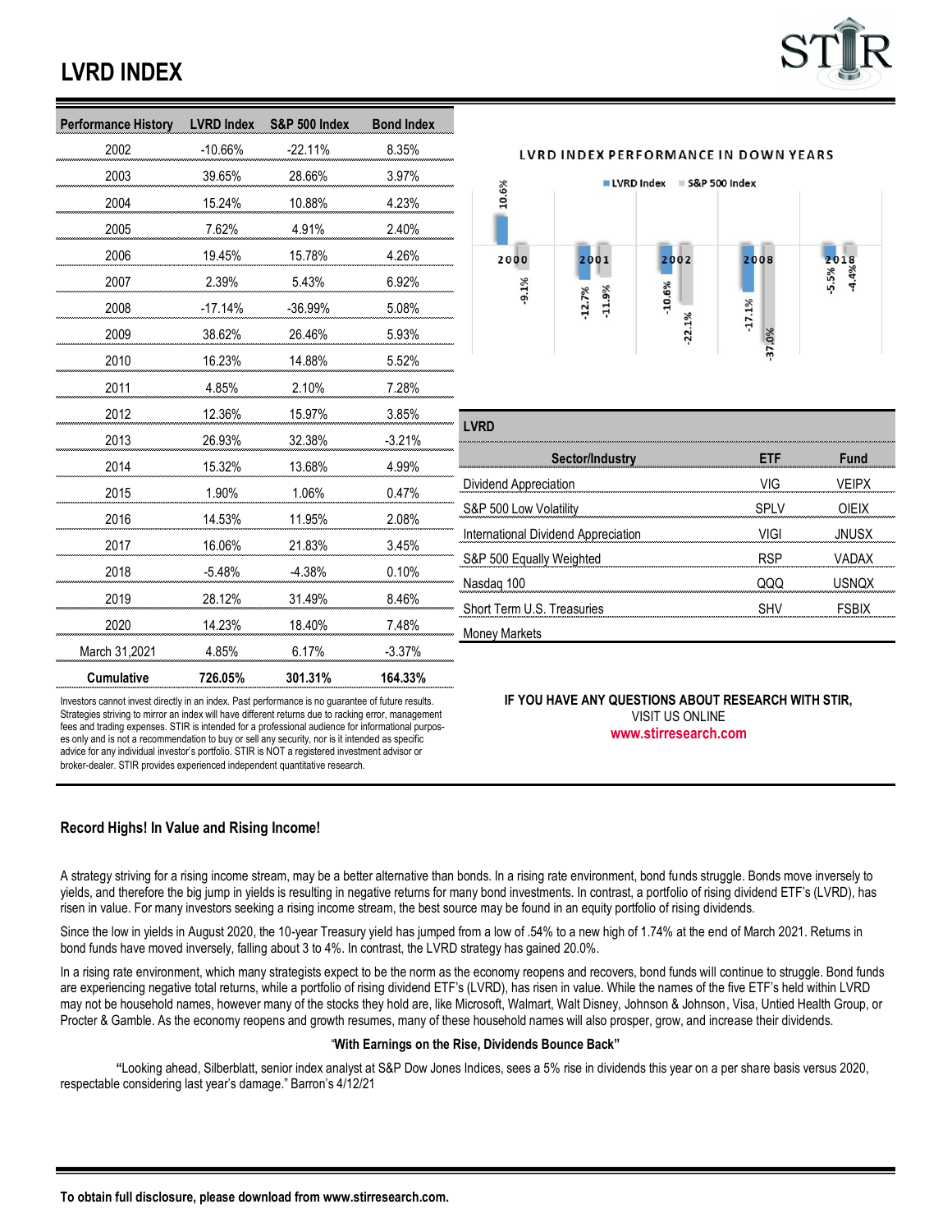# LVRD INDEX

| Performance History | LVRD Index | S&P 500 Index | Bond Index |
|---|---|---|---|
| 2002 | -10.66% | -22.11% | 8.35% |
| 2003 | 39.65% | 28.66% | 3.97% |
| 2004 | 15.24% | 10.88% | 4.23% |
| 2005 | 7.62% | 4.91% | 2.40% |
| 2006 | 19.45% | 15.78% | 4.26% |
| 2007 | 2.39% | 5.43% | 6.92% |
| 2008 | -17.14% | -36.99% | 5.08% |
| 2009 | 38.62% | 26.46% | 5.93% |
| 2010 | 16.23% | 14.88% | 5.52% |
| 2011 | 4.85% | 2.10% | 7.28% |
| 2012 | 12.36% | 15.97% | 3.85% |
| 2013 | 26.93% | 32.38% | -3.21% |
| 2014 | 15.32% | 13.68% | 4.99% |
| 2015 | 1.90% | 1.06% | 0.47% |
| 2016 | 14.53% | 11.95% | 2.08% |
| 2017 | 16.06% | 21.83% | 3.45% |
| 2018 | -5.48% | -4.38% | 0.10% |
| 2019 | 28.12% | 31.49% | 8.46% |
| 2020 | 14.23% | 18.40% | 7.48% |
| March 31,2021 | 4.85% | 6.17% | -3.37% |
| **Cumulative** | **726.05%** | **301.31%** | **164.33%** |

Investors cannot invest directly in an index. Past performance is no guarantee of future results. Strategies striving to mirror an index will have different returns due to racking error, management fees and trading expenses. STIR is intended for a professional audience for informational purposes only and is not a recommendation to buy or sell any security, nor is it intended as specific advice for any individual investor's portfolio. STIR is NOT a registered investment advisor or broker-dealer. STIR provides experienced independent quantitative research.

LVRD INDEX PERFORMANCE IN DOWN YEARS

LVRD Index  S&P 500 Index

2000: 10.6%  -9.1%
2001: -12.7%  -11.9%
2002: -10.6%  -22.1%
2008: -17.1%  -37.0%
2018: -5.5%  -4.4%

**LVRD**

| Sector/Industry | ETF | Fund |
|---|---|---|
| Dividend Appreciation | VIG | VEIPX |
| S&P 500 Low Volatility | SPLV | OIEIX |
| International Dividend Appreciation | VIGI | JNUSX |
| S&P 500 Equally Weighted | RSP | VADAX |
| Nasdaq 100 | QQQ | USNQX |
| Short Term U.S. Treasuries | SHV | FSBIX |
| Money Markets | | |

**IF YOU HAVE ANY QUESTIONS ABOUT RESEARCH WITH STIR,**
VISIT US ONLINE
**www.stirresearch.com**

### Record Highs! In Value and Rising Income!

A strategy striving for a rising income stream, may be a better alternative than bonds. In a rising rate environment, bond funds struggle. Bonds move inversely to yields, and therefore the big jump in yields is resulting in negative returns for many bond investments. In contrast, a portfolio of rising dividend ETF's (LVRD), has risen in value. For many investors seeking a rising income stream, the best source may be found in an equity portfolio of rising dividends.

Since the low in yields in August 2020, the 10-year Treasury yield has jumped from a low of .54% to a new high of 1.74% at the end of March 2021. Returns in bond funds have moved inversely, falling about 3 to 4%. In contrast, the LVRD strategy has gained 20.0%.

In a rising rate environment, which many strategists expect to be the norm as the economy reopens and recovers, bond funds will continue to struggle. Bond funds are experiencing negative total returns, while a portfolio of rising dividend ETF's (LVRD), has risen in value. While the names of the five ETF's held within LVRD may not be household names, however many of the stocks they hold are, like Microsoft, Walmart, Walt Disney, Johnson & Johnson, Visa, Untied Health Group, or Procter & Gamble. As the economy reopens and growth resumes, many of these household names will also prosper, grow, and increase their dividends.

"**With Earnings on the Rise, Dividends Bounce Back"**

**"**Looking ahead, Silberblatt, senior index analyst at S&P Dow Jones Indices, sees a 5% rise in dividends this year on a per share basis versus 2020, respectable considering last year's damage." Barron's 4/12/21

**To obtain full disclosure, please download from www.stirresearch.com.**